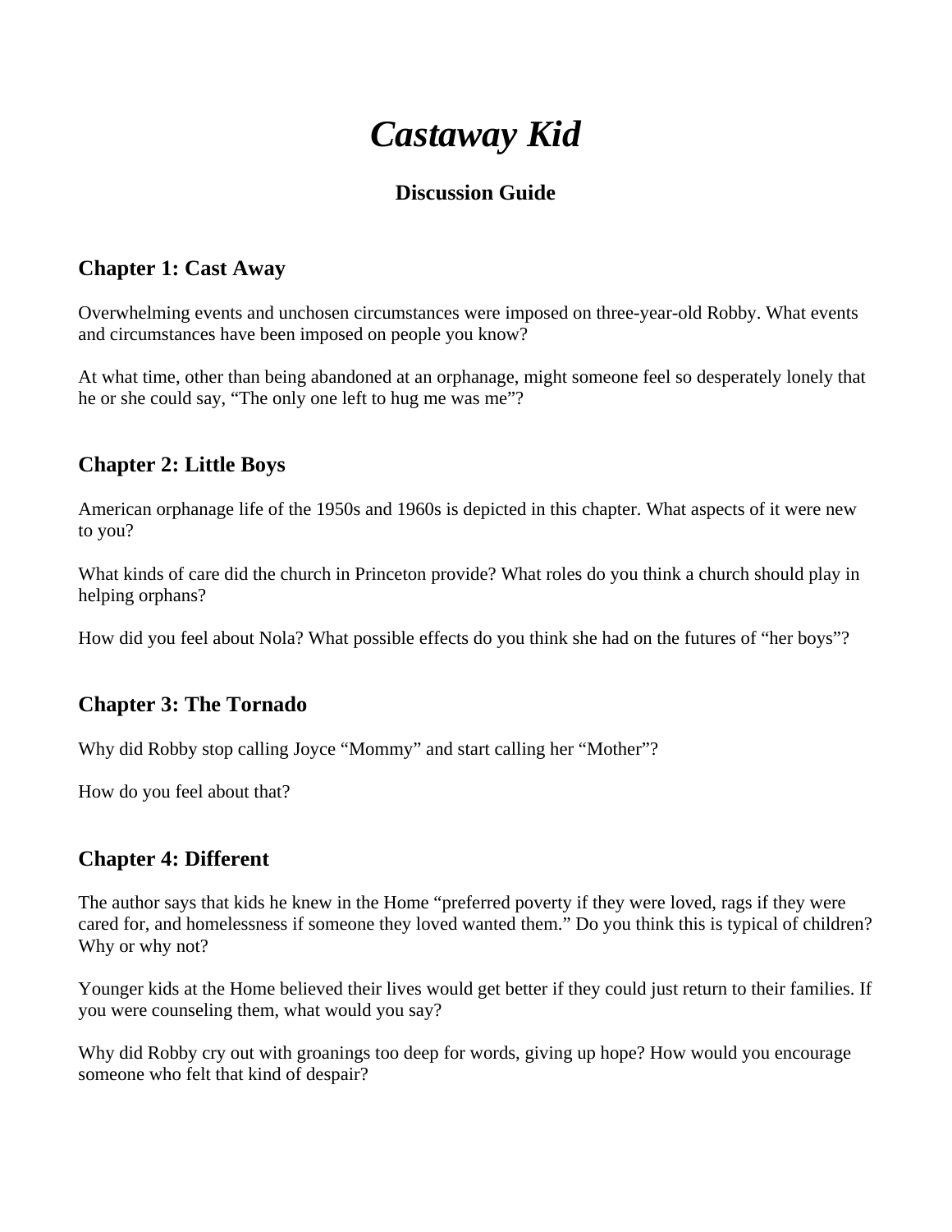# *Castaway Kid*

### Discussion Guide

## Chapter 1: Cast Away

Overwhelming events and unchosen circumstances were imposed on three-year-old Robby. What events and circumstances have been imposed on people you know?

At what time, other than being abandoned at an orphanage, might someone feel so desperately lonely that he or she could say, "The only one left to hug me was me"?

## Chapter 2: Little Boys

American orphanage life of the 1950s and 1960s is depicted in this chapter. What aspects of it were new to you?

What kinds of care did the church in Princeton provide? What roles do you think a church should play in helping orphans?

How did you feel about Nola? What possible effects do you think she had on the futures of "her boys"?

## Chapter 3: The Tornado

Why did Robby stop calling Joyce "Mommy" and start calling her "Mother"?

How do you feel about that?

## Chapter 4: Different

The author says that kids he knew in the Home "preferred poverty if they were loved, rags if they were cared for, and homelessness if someone they loved wanted them." Do you think this is typical of children? Why or why not?

Younger kids at the Home believed their lives would get better if they could just return to their families. If you were counseling them, what would you say?

Why did Robby cry out with groanings too deep for words, giving up hope? How would you encourage someone who felt that kind of despair?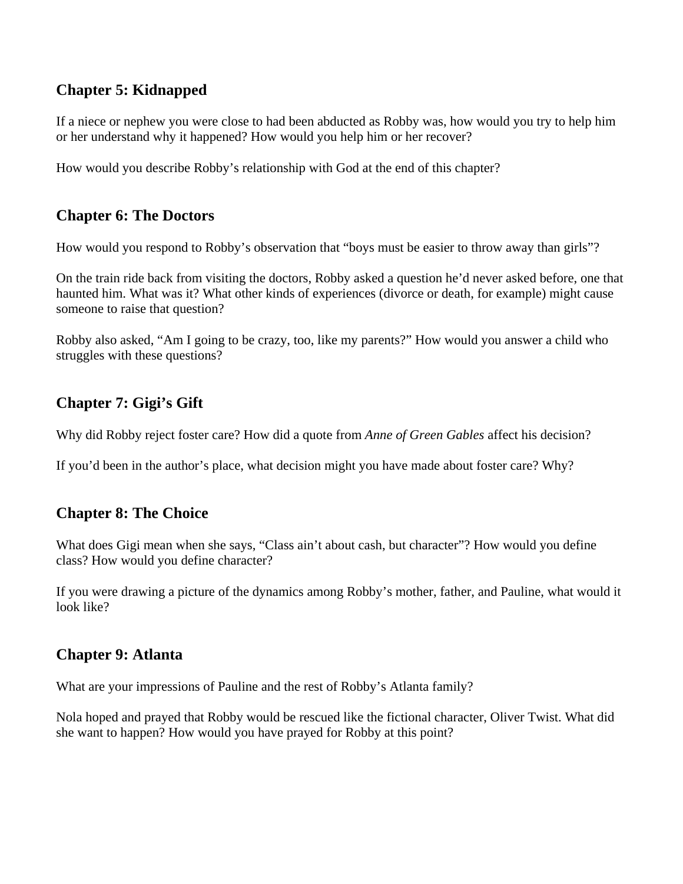## Chapter 5: Kidnapped

If a niece or nephew you were close to had been abducted as Robby was, how would you try to help him or her understand why it happened? How would you help him or her recover?

How would you describe Robby's relationship with God at the end of this chapter?

## Chapter 6: The Doctors

How would you respond to Robby's observation that "boys must be easier to throw away than girls"?

On the train ride back from visiting the doctors, Robby asked a question he'd never asked before, one that haunted him. What was it? What other kinds of experiences (divorce or death, for example) might cause someone to raise that question?

Robby also asked, "Am I going to be crazy, too, like my parents?" How would you answer a child who struggles with these questions?

## Chapter 7: Gigi's Gift

Why did Robby reject foster care? How did a quote from *Anne of Green Gables* affect his decision?

If you'd been in the author's place, what decision might you have made about foster care? Why?

## Chapter 8: The Choice

What does Gigi mean when she says, "Class ain't about cash, but character"? How would you define class? How would you define character?

If you were drawing a picture of the dynamics among Robby's mother, father, and Pauline, what would it look like?

## Chapter 9: Atlanta

What are your impressions of Pauline and the rest of Robby's Atlanta family?

Nola hoped and prayed that Robby would be rescued like the fictional character, Oliver Twist. What did she want to happen? How would you have prayed for Robby at this point?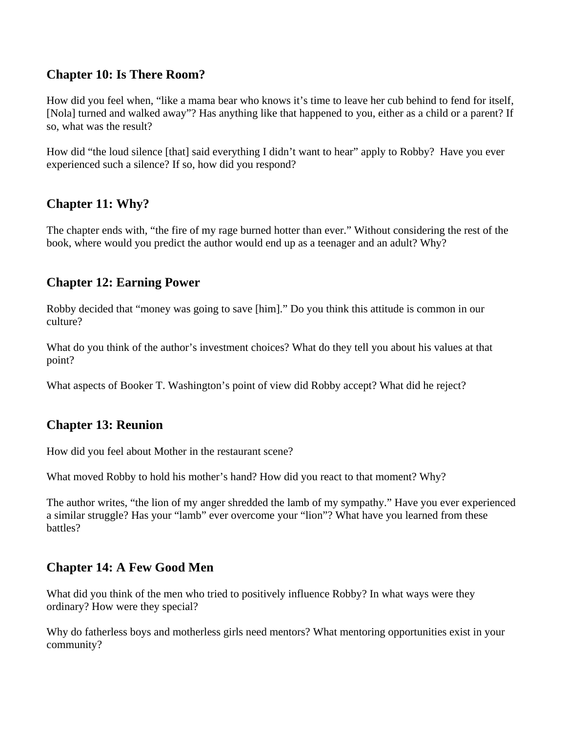## Chapter 10: Is There Room?

How did you feel when, "like a mama bear who knows it's time to leave her cub behind to fend for itself, [Nola] turned and walked away"? Has anything like that happened to you, either as a child or a parent? If so, what was the result?

How did "the loud silence [that] said everything I didn't want to hear" apply to Robby? Have you ever experienced such a silence? If so, how did you respond?

## Chapter 11: Why?

The chapter ends with, "the fire of my rage burned hotter than ever." Without considering the rest of the book, where would you predict the author would end up as a teenager and an adult? Why?

## Chapter 12: Earning Power

Robby decided that "money was going to save [him]." Do you think this attitude is common in our culture?

What do you think of the author's investment choices? What do they tell you about his values at that point?

What aspects of Booker T. Washington's point of view did Robby accept? What did he reject?

## Chapter 13: Reunion

How did you feel about Mother in the restaurant scene?

What moved Robby to hold his mother's hand? How did you react to that moment? Why?

The author writes, "the lion of my anger shredded the lamb of my sympathy." Have you ever experienced a similar struggle? Has your "lamb" ever overcome your "lion"? What have you learned from these battles?

## Chapter 14: A Few Good Men

What did you think of the men who tried to positively influence Robby? In what ways were they ordinary? How were they special?

Why do fatherless boys and motherless girls need mentors? What mentoring opportunities exist in your community?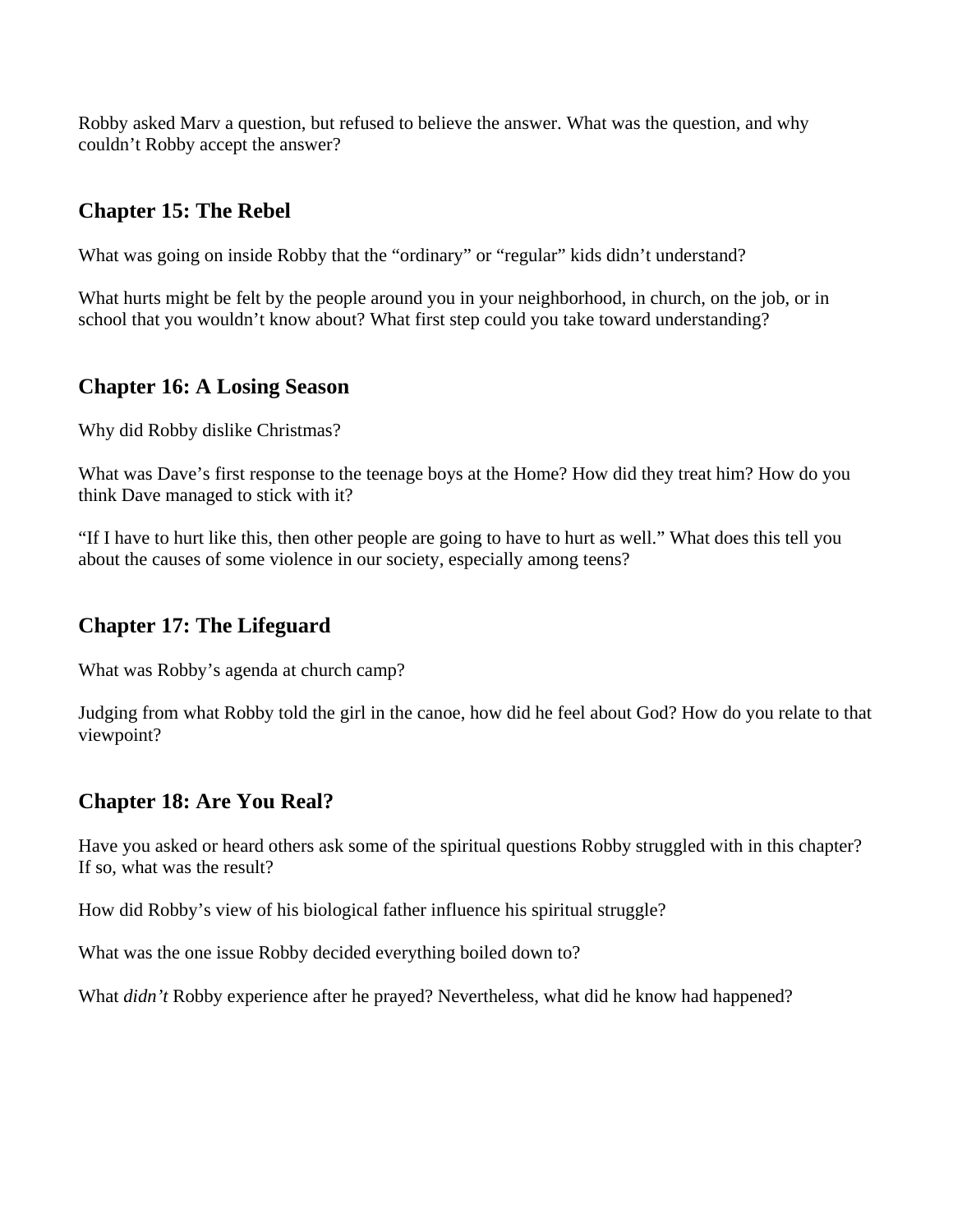Robby asked Marv a question, but refused to believe the answer. What was the question, and why couldn't Robby accept the answer?

## Chapter 15: The Rebel

What was going on inside Robby that the "ordinary" or "regular" kids didn't understand?

What hurts might be felt by the people around you in your neighborhood, in church, on the job, or in school that you wouldn't know about? What first step could you take toward understanding?

## Chapter 16: A Losing Season

Why did Robby dislike Christmas?

What was Dave's first response to the teenage boys at the Home? How did they treat him? How do you think Dave managed to stick with it?

"If I have to hurt like this, then other people are going to have to hurt as well." What does this tell you about the causes of some violence in our society, especially among teens?

## Chapter 17: The Lifeguard

What was Robby's agenda at church camp?

Judging from what Robby told the girl in the canoe, how did he feel about God? How do you relate to that viewpoint?

## Chapter 18: Are You Real?

Have you asked or heard others ask some of the spiritual questions Robby struggled with in this chapter? If so, what was the result?

How did Robby's view of his biological father influence his spiritual struggle?

What was the one issue Robby decided everything boiled down to?

What *didn't* Robby experience after he prayed? Nevertheless, what did he know had happened?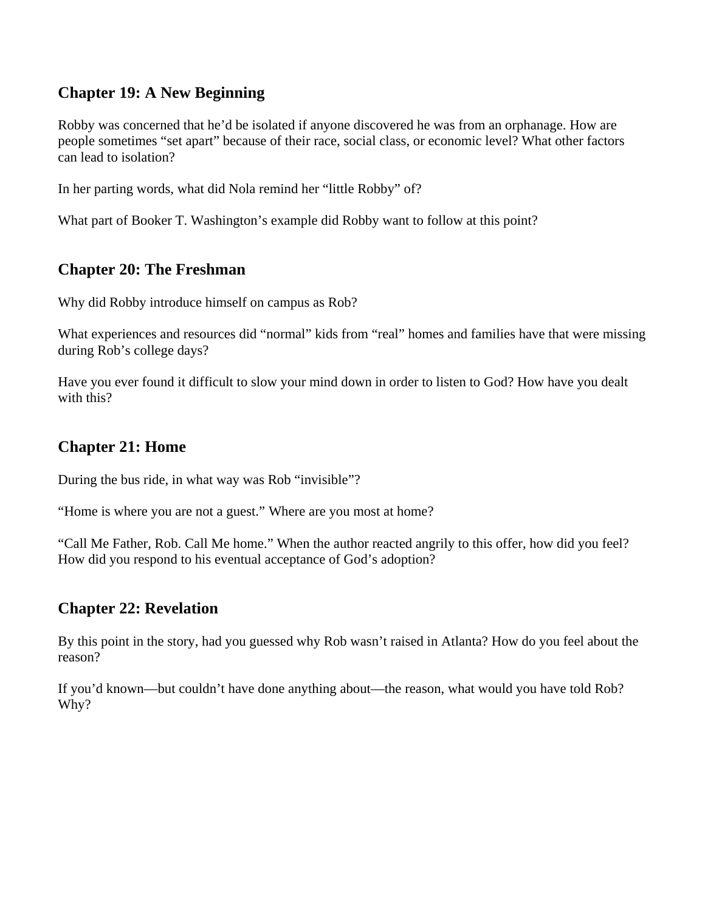## Chapter 19: A New Beginning

Robby was concerned that he'd be isolated if anyone discovered he was from an orphanage. How are people sometimes "set apart" because of their race, social class, or economic level? What other factors can lead to isolation?

In her parting words, what did Nola remind her "little Robby" of?

What part of Booker T. Washington's example did Robby want to follow at this point?

## Chapter 20: The Freshman

Why did Robby introduce himself on campus as Rob?

What experiences and resources did "normal" kids from "real" homes and families have that were missing during Rob's college days?

Have you ever found it difficult to slow your mind down in order to listen to God? How have you dealt with this?

## Chapter 21: Home

During the bus ride, in what way was Rob "invisible"?

"Home is where you are not a guest." Where are you most at home?

"Call Me Father, Rob. Call Me home." When the author reacted angrily to this offer, how did you feel? How did you respond to his eventual acceptance of God's adoption?

## Chapter 22: Revelation

By this point in the story, had you guessed why Rob wasn't raised in Atlanta? How do you feel about the reason?

If you'd known—but couldn't have done anything about—the reason, what would you have told Rob? Why?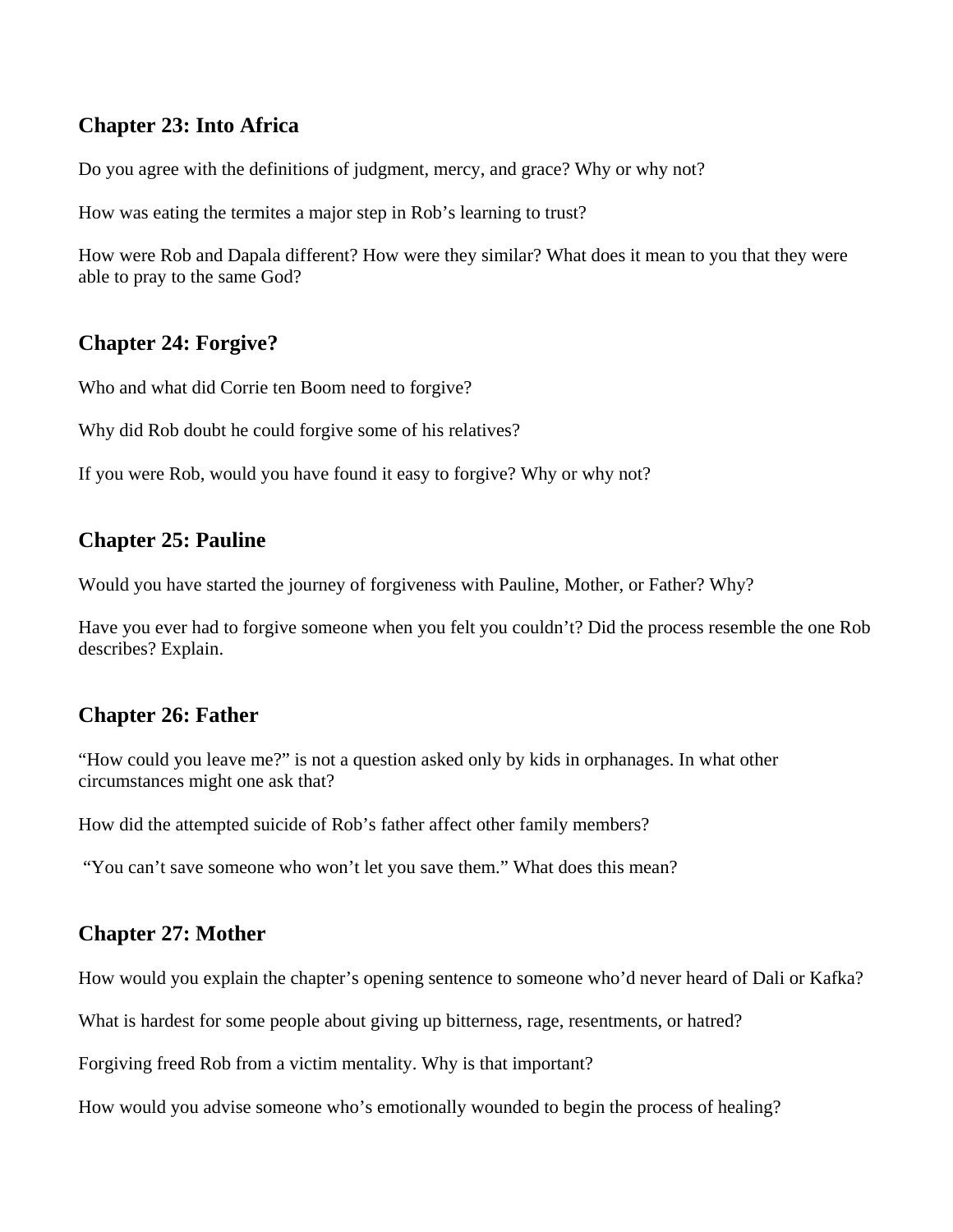## Chapter 23: Into Africa

Do you agree with the definitions of judgment, mercy, and grace? Why or why not?

How was eating the termites a major step in Rob's learning to trust?

How were Rob and Dapala different? How were they similar? What does it mean to you that they were able to pray to the same God?

## Chapter 24: Forgive?

Who and what did Corrie ten Boom need to forgive?

Why did Rob doubt he could forgive some of his relatives?

If you were Rob, would you have found it easy to forgive? Why or why not?

## Chapter 25: Pauline

Would you have started the journey of forgiveness with Pauline, Mother, or Father? Why?

Have you ever had to forgive someone when you felt you couldn't? Did the process resemble the one Rob describes? Explain.

## Chapter 26: Father

"How could you leave me?" is not a question asked only by kids in orphanages. In what other circumstances might one ask that?

How did the attempted suicide of Rob's father affect other family members?

"You can't save someone who won't let you save them." What does this mean?

## Chapter 27: Mother

How would you explain the chapter's opening sentence to someone who'd never heard of Dali or Kafka?

What is hardest for some people about giving up bitterness, rage, resentments, or hatred?

Forgiving freed Rob from a victim mentality. Why is that important?

How would you advise someone who's emotionally wounded to begin the process of healing?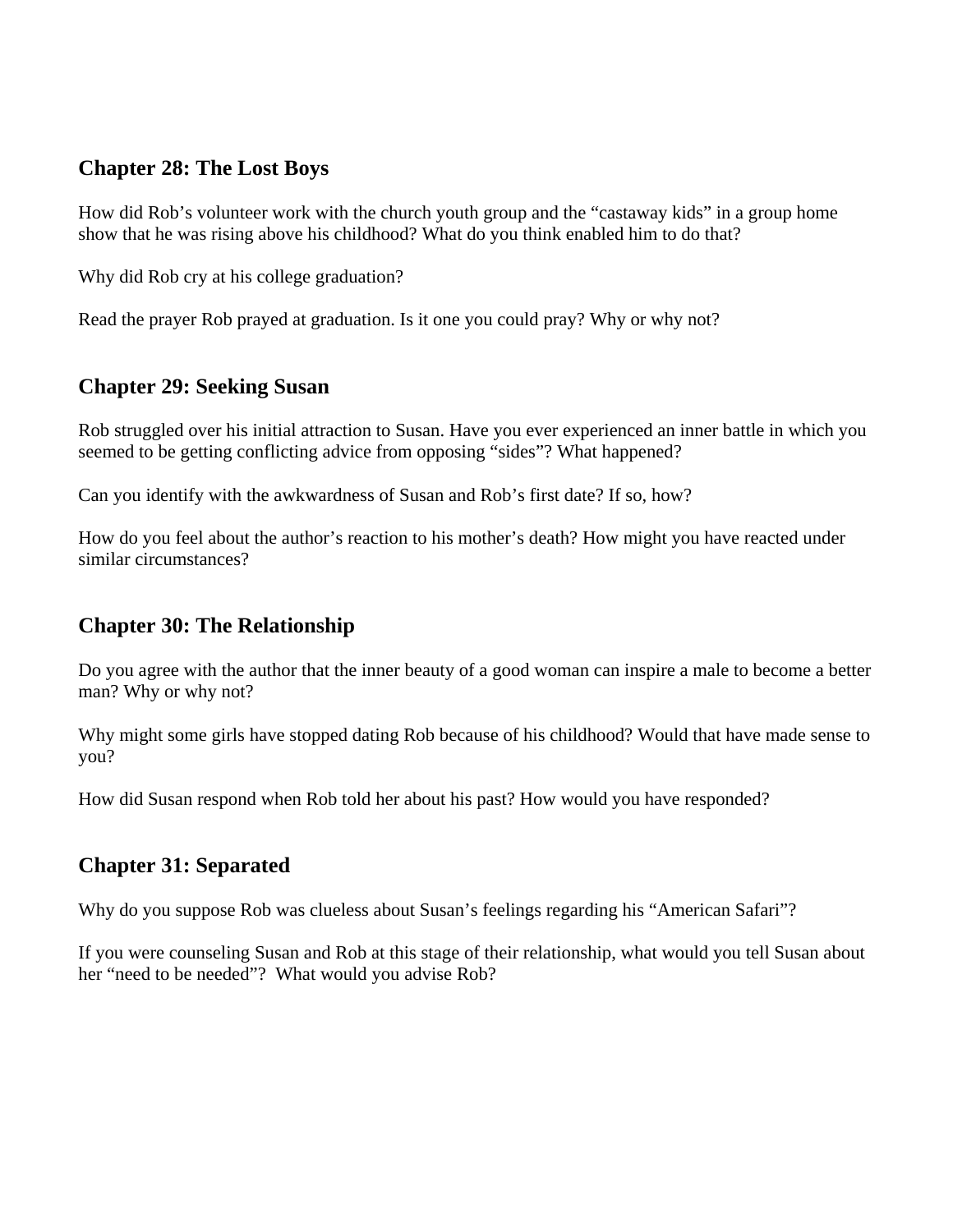## Chapter 28: The Lost Boys

How did Rob's volunteer work with the church youth group and the "castaway kids" in a group home show that he was rising above his childhood? What do you think enabled him to do that?

Why did Rob cry at his college graduation?

Read the prayer Rob prayed at graduation. Is it one you could pray? Why or why not?

## Chapter 29: Seeking Susan

Rob struggled over his initial attraction to Susan. Have you ever experienced an inner battle in which you seemed to be getting conflicting advice from opposing "sides"? What happened?

Can you identify with the awkwardness of Susan and Rob's first date? If so, how?

How do you feel about the author's reaction to his mother's death? How might you have reacted under similar circumstances?

## Chapter 30: The Relationship

Do you agree with the author that the inner beauty of a good woman can inspire a male to become a better man? Why or why not?

Why might some girls have stopped dating Rob because of his childhood? Would that have made sense to you?

How did Susan respond when Rob told her about his past? How would you have responded?

## Chapter 31: Separated

Why do you suppose Rob was clueless about Susan's feelings regarding his "American Safari"?

If you were counseling Susan and Rob at this stage of their relationship, what would you tell Susan about her "need to be needed"? What would you advise Rob?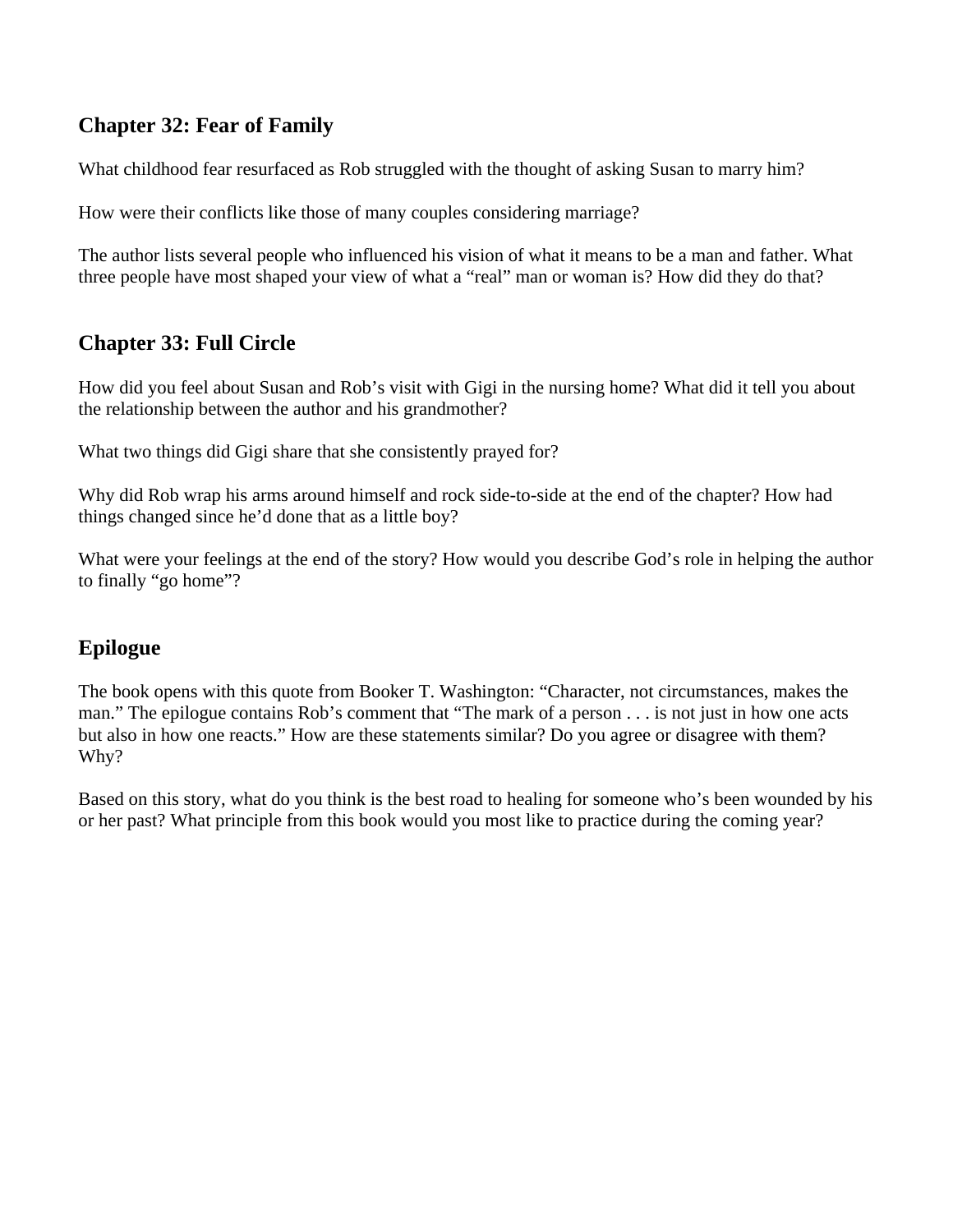## Chapter 32: Fear of Family

What childhood fear resurfaced as Rob struggled with the thought of asking Susan to marry him?

How were their conflicts like those of many couples considering marriage?

The author lists several people who influenced his vision of what it means to be a man and father. What three people have most shaped your view of what a "real" man or woman is? How did they do that?

## Chapter 33: Full Circle

How did you feel about Susan and Rob's visit with Gigi in the nursing home? What did it tell you about the relationship between the author and his grandmother?

What two things did Gigi share that she consistently prayed for?

Why did Rob wrap his arms around himself and rock side-to-side at the end of the chapter? How had things changed since he'd done that as a little boy?

What were your feelings at the end of the story? How would you describe God's role in helping the author to finally "go home"?

## Epilogue

The book opens with this quote from Booker T. Washington: "Character, not circumstances, makes the man." The epilogue contains Rob's comment that "The mark of a person . . . is not just in how one acts but also in how one reacts." How are these statements similar? Do you agree or disagree with them? Why?

Based on this story, what do you think is the best road to healing for someone who's been wounded by his or her past? What principle from this book would you most like to practice during the coming year?